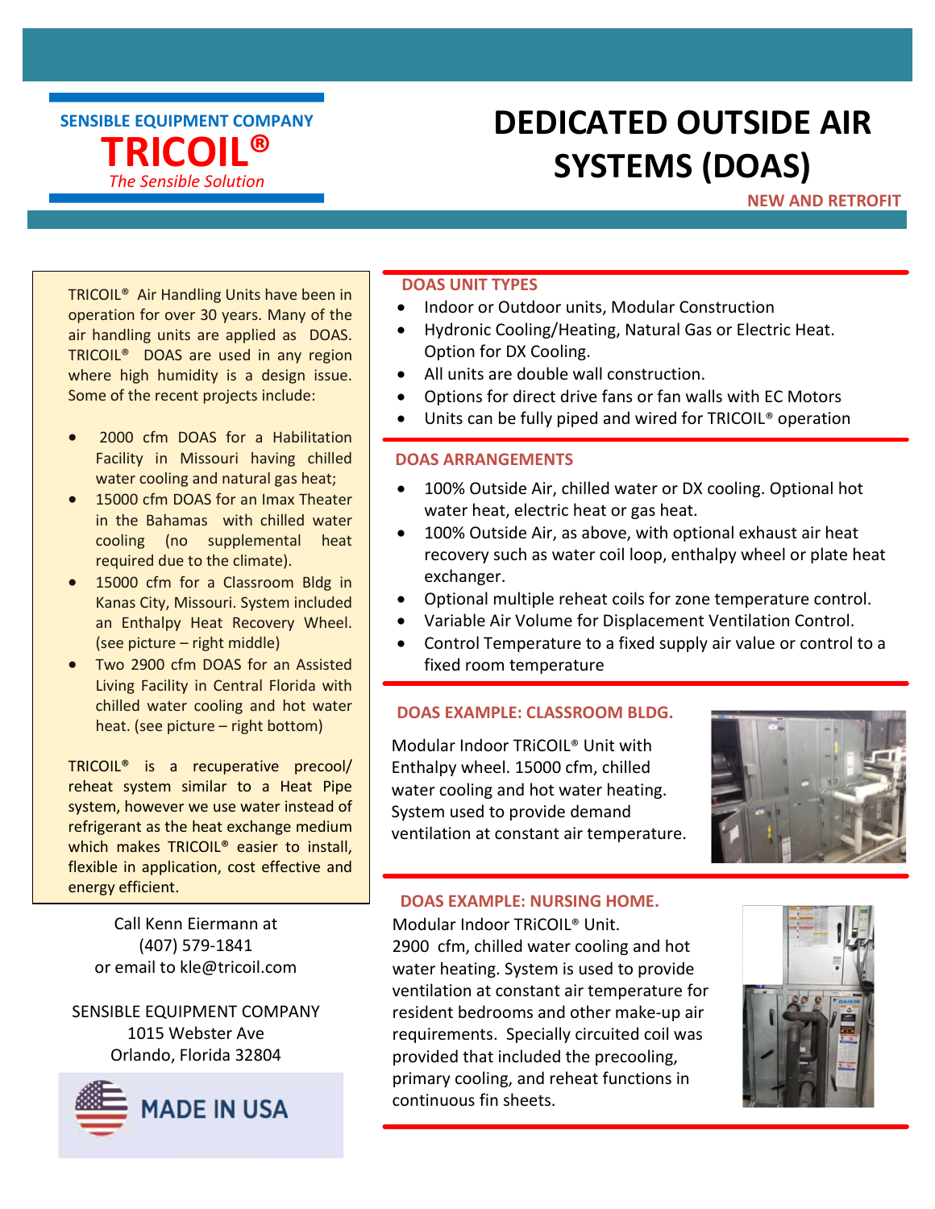SENSIBLE EQUIPMENT COMPANY

**TRICOIL®**

*The Sensible Solution*

# DEDICATED OUTSIDE AIR SYSTEMS (DOAS)

**NEW AND RETROFIT**

TRICOIL® Air Handling Units have been in operation for over 30 years. Many of the air handling units are applied as DOAS. TRICOIL® DOAS are used in any region where high humidity is a design issue. Some of the recent projects include:

- 2000 cfm DOAS for a Habilitation Facility in Missouri having chilled water cooling and natural gas heat;
- 15000 cfm DOAS for an Imax Theater in the Bahamas with chilled water cooling (no supplemental heat required due to the climate).
- 15000 cfm for a Classroom Bldg in Kanas City, Missouri. System included an Enthalpy Heat Recovery Wheel. (see picture – right middle)
- Two 2900 cfm DOAS for an Assisted Living Facility in Central Florida with chilled water cooling and hot water heat. (see picture – right bottom)

TRICOIL® is a recuperative precool/ reheat system similar to a Heat Pipe system, however we use water instead of refrigerant as the heat exchange medium which makes TRICOIL® easier to install, flexible in application, cost effective and energy efficient.

Call Kenn Eiermann at
(407) 579-1841
or email to kle@tricoil.com

SENSIBLE EQUIPMENT COMPANY
1015 Webster Ave
Orlando, Florida 32804

MADE IN USA

## DOAS UNIT TYPES

- Indoor or Outdoor units, Modular Construction
- Hydronic Cooling/Heating, Natural Gas or Electric Heat. Option for DX Cooling.
- All units are double wall construction.
- Options for direct drive fans or fan walls with EC Motors
- Units can be fully piped and wired for TRICOIL® operation

## DOAS ARRANGEMENTS

- 100% Outside Air, chilled water or DX cooling. Optional hot water heat, electric heat or gas heat.
- 100% Outside Air, as above, with optional exhaust air heat recovery such as water coil loop, enthalpy wheel or plate heat exchanger.
- Optional multiple reheat coils for zone temperature control.
- Variable Air Volume for Displacement Ventilation Control.
- Control Temperature to a fixed supply air value or control to a fixed room temperature

## DOAS EXAMPLE: CLASSROOM BLDG.

Modular Indoor TRiCOIL® Unit with Enthalpy wheel. 15000 cfm, chilled water cooling and hot water heating. System used to provide demand ventilation at constant air temperature.

## DOAS EXAMPLE: NURSING HOME.

Modular Indoor TRiCOIL® Unit.
2900 cfm, chilled water cooling and hot water heating. System is used to provide ventilation at constant air temperature for resident bedrooms and other make-up air requirements. Specially circuited coil was provided that included the precooling, primary cooling, and reheat functions in continuous fin sheets.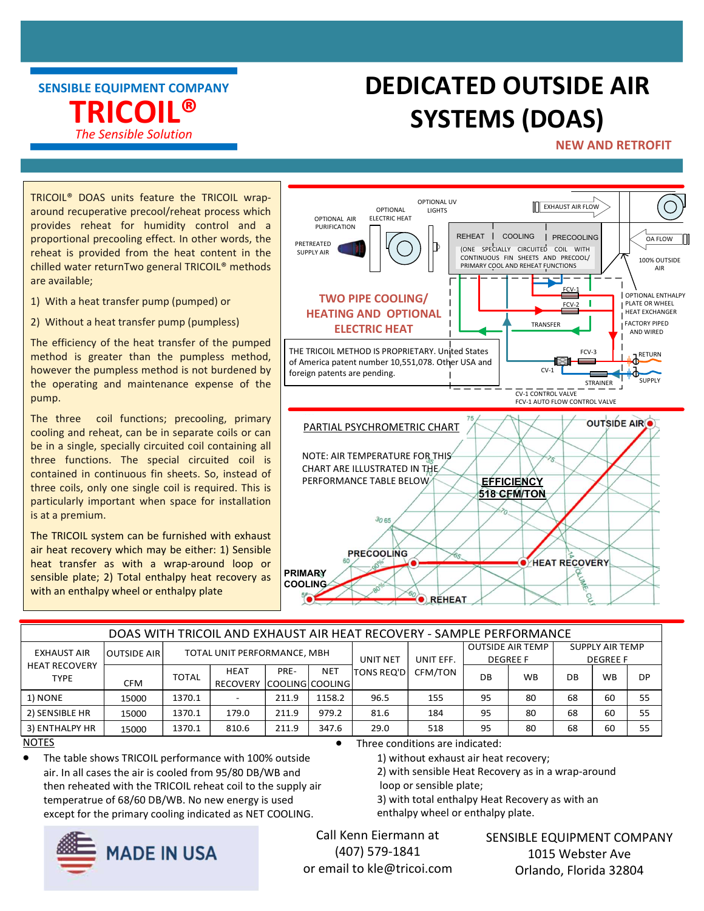SENSIBLE EQUIPMENT COMPANY

# TRICOIL®

*The Sensible Solution*

# DEDICATED OUTSIDE AIR SYSTEMS (DOAS)

## NEW AND RETROFIT

TRICOIL® DOAS units feature the TRICOIL wrap-around recuperative precool/reheat process which provides reheat for humidity control and a proportional precooling effect. In other words, the reheat is provided from the heat content in the chilled water returnTwo general TRICOIL® methods are available;

1) With a heat transfer pump (pumped) or

2) Without a heat transfer pump (pumpless)

The efficiency of the heat transfer of the pumped method is greater than the pumpless method, however the pumpless method is not burdened by the operating and maintenance expense of the pump.

The three coil functions; precooling, primary cooling and reheat, can be in separate coils or can be in a single, specially circuited coil containing all three functions. The special circuited coil is contained in continuous fin sheets. So, instead of three coils, only one single coil is required. This is particularly important when space for installation is at a premium.

The TRICOIL system can be furnished with exhaust air heat recovery which may be either: 1) Sensible heat transfer as with a wrap-around loop or sensible plate; 2) Total enthalpy heat recovery as with an enthalpy wheel or enthalpy plate

OPTIONAL UV LIGHTS
OPTIONAL ELECTRIC HEAT
OPTIONAL AIR PURIFICATION
PRETREATED SUPPLY AIR
EXHAUST AIR FLOW
REHEAT | COOLING | PRECOOLING
(ONE SPECIALLY CIRCUITED COIL WITH CONTINUOUS FIN SHEETS AND PRECOOL/ PRIMARY COOL AND REHEAT FUNCTIONS
OA FLOW
100% OUTSIDE AIR
FCV-1
FCV-2
TRANSFER
OPTIONAL ENTHALPY PLATE OR WHEEL HEAT EXCHANGER
FACTORY PIPED AND WIRED
FCV-3
CV-1
STRAINER
RETURN
SUPPLY
CV-1 CONTROL VALVE
FCV-1 AUTO FLOW CONTROL VALVE

**TWO PIPE COOLING/ HEATING AND OPTIONAL ELECTRIC HEAT**

THE TRICOIL METHOD IS PROPRIETARY. United States of America patent number 10,551,078. Other USA and foreign patents are pending.

PARTIAL PSYCHROMETRIC CHART

NOTE: AIR TEMPERATURE FOR THIS CHART ARE ILLUSTRATED IN THE PERFORMANCE TABLE BELOW

OUTSIDE AIR
EFFICIENCY
518 CFM/TON
PRECOOLING
HEAT RECOVERY
PRIMARY COOLING
REHEAT

## DOAS WITH TRICOIL AND EXHAUST AIR HEAT RECOVERY - SAMPLE PERFORMANCE

| EXHAUST AIR HEAT RECOVERY TYPE | OUTSIDE AIR | TOTAL UNIT PERFORMANCE, MBH | | | | UNIT NET | UNIT EFF. | OUTSIDE AIR TEMP DEGREE F | | SUPPLY AIR TEMP DEGREE F | | |
|---|---|---|---|---|---|---|---|---|---|---|---|---|
| | CFM | TOTAL | HEAT RECOVERY | PRE-COOLING | NET COOLING | TONS REQ'D | CFM/TON | DB | WB | DB | WB | DP |
| 1) NONE | 15000 | 1370.1 | - | 211.9 | 1158.2 | 96.5 | 155 | 95 | 80 | 68 | 60 | 55 |
| 2) SENSIBLE HR | 15000 | 1370.1 | 179.0 | 211.9 | 979.2 | 81.6 | 184 | 95 | 80 | 68 | 60 | 55 |
| 3) ENTHALPY HR | 15000 | 1370.1 | 810.6 | 211.9 | 347.6 | 29.0 | 518 | 95 | 80 | 68 | 60 | 55 |

NOTES

- The table shows TRICOIL performance with 100% outside air. In all cases the air is cooled from 95/80 DB/WB and then reheated with the TRICOIL reheat coil to the supply air temperatrue of 68/60 DB/WB. No new energy is used except for the primary cooling indicated as NET COOLING.
- Three conditions are indicated:
  1) without exhaust air heat recovery;
  2) with sensible Heat Recovery as in a wrap-around loop or sensible plate;
  3) with total enthalpy Heat Recovery as with an enthalpy wheel or enthalpy plate.

MADE IN USA

Call Kenn Eiermann at
(407) 579-1841
or email to kle@tricoi.com

SENSIBLE EQUIPMENT COMPANY
1015 Webster Ave
Orlando, Florida 32804